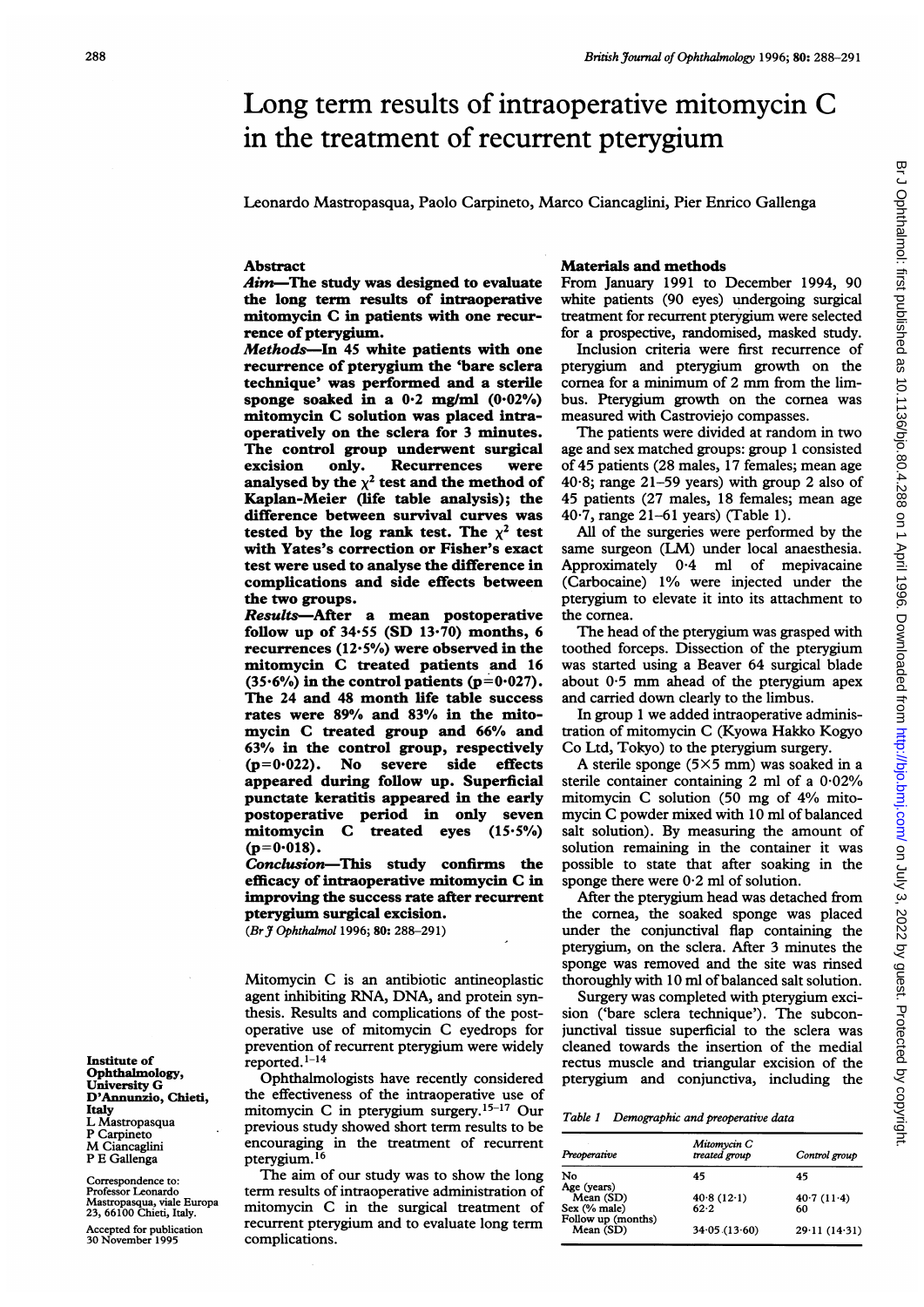# Long term results of intraoperative mitomycin C in the treatment of recurrent pterygium

Leonardo Mastropasqua, Paolo Carpineto, Marco Ciancaglini, Pier Enrico Gallenga

## Abstract

**Aim—The study was designed to evaluate the long term results of intraoperative mitomycin C in patients with one recurrence of pterygium.**

**Methods—In 45 white patients with one recurrence of pterygium the 'bare sclera technique' was performed and a sterile sponge soaked in a 0·2 mg/ml (0·02%) mitomycin C solution was placed intraoperatively on the sclera for 3 minutes. The control group underwent surgical excision only. Recurrences were analysed by the $\chi^2$ test and the method of Kaplan-Meier (life table analysis); the difference between survival curves was tested by the log rank test. The $\chi^2$ test with Yates's correction or Fisher's exact test were used to analyse the difference in complications and side effects between the two groups.**

**Results—After a mean postoperative follow up of 34·55 (SD 13·70) months, 6 recurrences (12·5%) were observed in the mitomycin C treated patients and 16 (35·6%) in the control patients (p=0·027). The 24 and 48 month life table success rates were 89% and 83% in the mitomycin C treated group and 66% and 63% in the control group, respectively (p=0·022). No severe side effects appeared during follow up. Superficial punctate keratitis appeared in the early postoperative period in only seven mitomycin C treated eyes (15·5%) (p=0·018).**

**Conclusion—This study confirms the efficacy of intraoperative mitomycin C in improving the success rate after recurrent pterygium surgical excision.**

(*Br J Ophthalmol* 1996; 80: 288–291)

Mitomycin C is an antibiotic antineoplastic agent inhibiting RNA, DNA, and protein synthesis. Results and complications of the postoperative use of mitomycin C eyedrops for prevention of recurrent pterygium were widely reported.[1–14]

Ophthalmologists have recently considered the effectiveness of the intraoperative use of mitomycin C in pterygium surgery.[15–17] Our previous study showed short term results to be encouraging in the treatment of recurrent pterygium.[16]

The aim of our study was to show the long term results of intraoperative administration of mitomycin C in the surgical treatment of recurrent pterygium and to evaluate long term complications.

Institute of Ophthalmology, University G D'Annunzio, Chieti, Italy
L Mastropasqua
P Carpineto
M Ciancaglini
P E Gallenga

Correspondence to: Professor Leonardo Mastropasqua, viale Europa 23, 66100 Chieti, Italy.

Accepted for publication 30 November 1995

## Materials and methods

From January 1991 to December 1994, 90 white patients (90 eyes) undergoing surgical treatment for recurrent pterygium were selected for a prospective, randomised, masked study.

Inclusion criteria were first recurrence of pterygium and pterygium growth on the cornea for a minimum of 2 mm from the limbus. Pterygium growth on the cornea was measured with Castroviejo compasses.

The patients were divided at random in two age and sex matched groups: group 1 consisted of 45 patients (28 males, 17 females; mean age 40·8; range 21–59 years) with group 2 also of 45 patients (27 males, 18 females; mean age 40·7, range 21–61 years) (Table 1).

All of the surgeries were performed by the same surgeon (LM) under local anaesthesia. Approximately 0·4 ml of mepivacaine (Carbocaine) 1% were injected under the pterygium to elevate it into its attachment to the cornea.

The head of the pterygium was grasped with toothed forceps. Dissection of the pterygium was started using a Beaver 64 surgical blade about 0·5 mm ahead of the pterygium apex and carried down clearly to the limbus.

In group 1 we added intraoperative administration of mitomycin C (Kyowa Hakko Kogyo Co Ltd, Tokyo) to the pterygium surgery.

A sterile sponge (5×5 mm) was soaked in a sterile container containing 2 ml of a 0·02% mitomycin C solution (50 mg of 4% mitomycin C powder mixed with 10 ml of balanced salt solution). By measuring the amount of solution remaining in the container it was possible to state that after soaking in the sponge there were 0·2 ml of solution.

After the pterygium head was detached from the cornea, the soaked sponge was placed under the conjunctival flap containing the pterygium, on the sclera. After 3 minutes the sponge was removed and the site was rinsed thoroughly with 10 ml of balanced salt solution.

Surgery was completed with pterygium excision ('bare sclera technique'). The subconjunctival tissue superficial to the sclera was cleaned towards the insertion of the medial rectus muscle and triangular excision of the pterygium and conjunctiva, including the

*Table 1 Demographic and preoperative data*

| Preoperative | Mitomycin C treated group | Control group |
|---|---|---|
| No | 45 | 45 |
| Age (years) | | |
| Mean (SD) | 40·8 (12·1) | 40·7 (11·4) |
| Sex (% male) | 62·2 | 60 |
| Follow up (months) | | |
| Mean (SD) | 34·05 (13·60) | 29·11 (14·31) |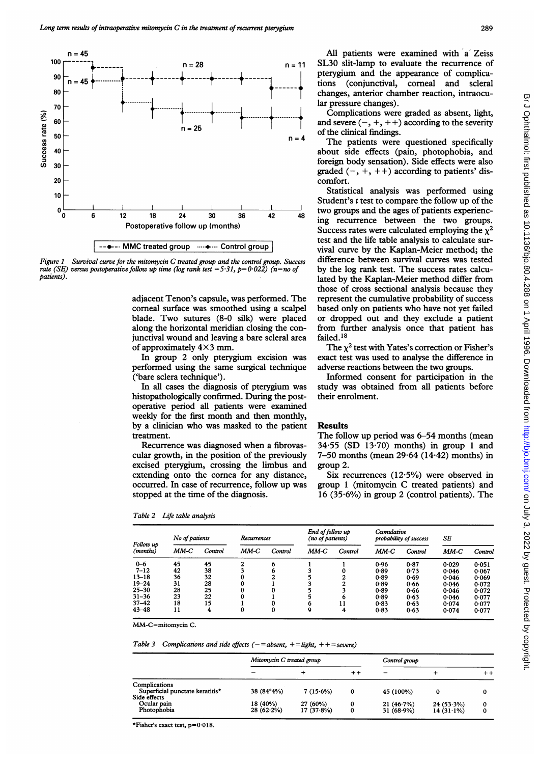Figure 1 Survival curve for the mitomycin C treated group and the control group. Success rate (SE) versus postoperative follow up time (log rank test =5·31, p=0·022) (n=no of patients).

adjacent Tenon's capsule, was performed. The corneal surface was smoothed using a scalpel blade. Two sutures (8-0 silk) were placed along the horizontal meridian closing the conjunctival wound and leaving a bare scleral area of approximately 4×3 mm.

In group 2 only pterygium excision was performed using the same surgical technique ('bare sclera technique').

In all cases the diagnosis of pterygium was histopathologically confirmed. During the postoperative period all patients were examined weekly for the first month and then monthly, by a clinician who was masked to the patient treatment.

Recurrence was diagnosed when a fibrovascular growth, in the position of the previously excised pterygium, crossing the limbus and extending onto the cornea for any distance, occurred. In case of recurrence, follow up was stopped at the time of the diagnosis.

All patients were examined with a Zeiss SL30 slit-lamp to evaluate the recurrence of pterygium and the appearance of complications (conjunctival, corneal and scleral changes, anterior chamber reaction, intraocular pressure changes).

Complications were graded as absent, light, and severe (−, +, ++) according to the severity of the clinical findings.

The patients were questioned specifically about side effects (pain, photophobia, and foreign body sensation). Side effects were also graded (−, +, ++) according to patients' discomfort.

Statistical analysis was performed using Student's t test to compare the follow up of the two groups and the ages of patients experiencing recurrence between the two groups. Success rates were calculated employing the $\chi^2$ test and the life table analysis to calculate survival curve by the Kaplan-Meier method; the difference between survival curves was tested by the log rank test. The success rates calculated by the Kaplan-Meier method differ from those of cross sectional analysis because they represent the cumulative probability of success based only on patients who have not yet failed or dropped out and they exclude a patient from further analysis once that patient has failed.[18]

The $\chi^2$ test with Yates's correction or Fisher's exact test was used to analyse the difference in adverse reactions between the two groups.

Informed consent for participation in the study was obtained from all patients before their enrolment.

## Results

The follow up period was 6–54 months (mean 34·55 (SD 13·70) months) in group 1 and 7–50 months (mean 29·64 (14·42) months) in group 2.

Six recurrences (12·5%) were observed in group 1 (mitomycin C treated patients) and 16 (35·6%) in group 2 (control patients). The

Table 2 Life table analysis

| Follow up (months) | No of patients | | Recurrences | | End of follow up (no of patients) | | Cumulative probability of success | | SE | |
|---|---|---|---|---|---|---|---|---|---|---|
| | MM-C | Control | MM-C | Control | MM-C | Control | MM-C | Control | MM-C | Control |
| 0–6 | 45 | 45 | 2 | 6 | 1 | 1 | 0·96 | 0·87 | 0·029 | 0·051 |
| 7–12 | 42 | 38 | 3 | 6 | 3 | 0 | 0·89 | 0·73 | 0·046 | 0·067 |
| 13–18 | 36 | 32 | 0 | 2 | 5 | 2 | 0·89 | 0·69 | 0·046 | 0·069 |
| 19–24 | 31 | 28 | 0 | 1 | 3 | 2 | 0·89 | 0·66 | 0·046 | 0·072 |
| 25–30 | 28 | 25 | 0 | 0 | 5 | 3 | 0·89 | 0·66 | 0·046 | 0·072 |
| 31–36 | 23 | 22 | 0 | 1 | 5 | 6 | 0·89 | 0·63 | 0·046 | 0·077 |
| 37–42 | 18 | 15 | 1 | 0 | 6 | 11 | 0·83 | 0·63 | 0·074 | 0·077 |
| 43–48 | 11 | 4 | 0 | 0 | 9 | 4 | 0·83 | 0·63 | 0·074 | 0·077 |

MM-C=mitomycin C.

Table 3 Complications and side effects (− =absent, + =light, ++ =severe)

| | Mitomycin C treated group | | | Control group | | |
|---|---|---|---|---|---|---|
| | − | + | ++ | − | + | ++ |
| Complications | | | | | | |
| Superficial punctate keratitis* | 38 (84·4%) | 7 (15·6%) | 0 | 45 (100%) | 0 | 0 |
| Side effects | | | | | | |
| Ocular pain | 18 (40%) | 27 (60%) | 0 | 21 (46·7%) | 24 (53·3%) | 0 |
| Photophobia | 28 (62·2%) | 17 (37·8%) | 0 | 31 (68·9%) | 14 (31·1%) | 0 |

*Fisher's exact test, p=0·018.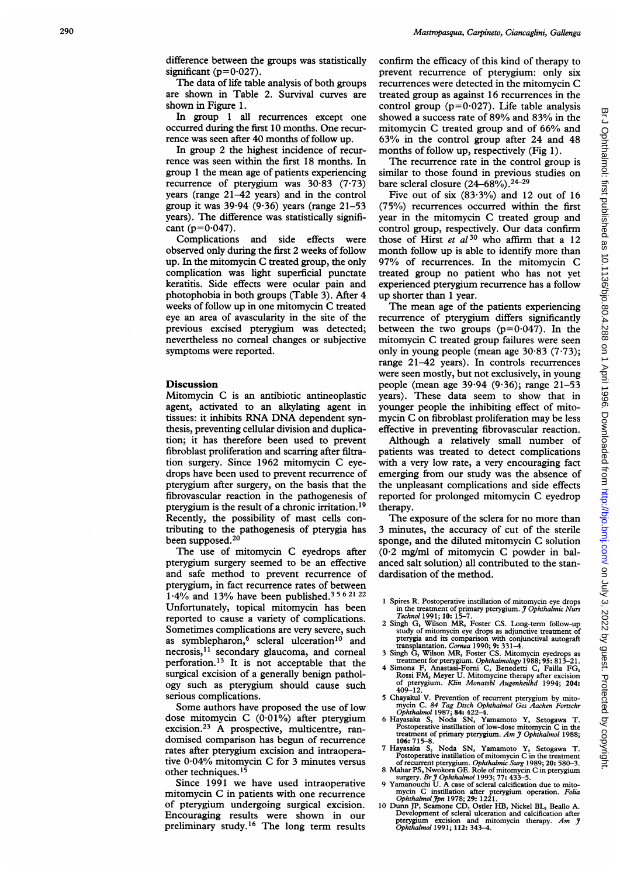difference between the groups was statistically significant ($p=0.027$).

The data of life table analysis of both groups are shown in Table 2. Survival curves are shown in Figure 1.

In group 1 all recurrences except one occurred during the first 10 months. One recurrence was seen after 40 months of follow up.

In group 2 the highest incidence of recurrence was seen within the first 18 months. In group 1 the mean age of patients experiencing recurrence of pterygium was 30·83 (7·73) years (range 21–42 years) and in the control group it was 39·94 (9·36) years (range 21–53 years). The difference was statistically significant ($p=0.047$).

Complications and side effects were observed only during the first 2 weeks of follow up. In the mitomycin C treated group, the only complication was light superficial punctate keratitis. Side effects were ocular pain and photophobia in both groups (Table 3). After 4 weeks of follow up in one mitomycin C treated eye an area of avascularity in the site of the previous excised pterygium was detected; nevertheless no corneal changes or subjective symptoms were reported.

## Discussion

Mitomycin C is an antibiotic antineoplastic agent, activated to an alkylating agent in tissues: it inhibits RNA DNA dependent synthesis, preventing cellular division and duplication; it has therefore been used to prevent fibroblast proliferation and scarring after filtration surgery. Since 1962 mitomycin C eyedrops have been used to prevent recurrence of pterygium after surgery, on the basis that the fibrovascular reaction in the pathogenesis of pterygium is the result of a chronic irritation.[19] Recently, the possibility of mast cells contributing to the pathogenesis of pterygia has been supposed.[20]

The use of mitomycin C eyedrops after pterygium surgery seemed to be an effective and safe method to prevent recurrence of pterygium, in fact recurrence rates of between 1·4% and 13% have been published.[3 5 6 21 22] Unfortunately, topical mitomycin has been reported to cause a variety of complications. Sometimes complications are very severe, such as symblepharon,[6] scleral ulceration[10] and necrosis,[11] secondary glaucoma, and corneal perforation.[13] It is not acceptable that the surgical excision of a generally benign pathology such as pterygium should cause such serious complications.

Some authors have proposed the use of low dose mitomycin C (0·01%) after pterygium excision.[23] A prospective, multicentre, randomised comparison has begun of recurrence rates after pterygium excision and intraoperative 0·04% mitomycin C for 3 minutes versus other techniques.[15]

Since 1991 we have used intraoperative mitomycin C in patients with one recurrence of pterygium undergoing surgical excision. Encouraging results were shown in our preliminary study.[16] The long term results confirm the efficacy of this kind of therapy to prevent recurrence of pterygium: only six recurrences were detected in the mitomycin C treated group as against 16 recurrences in the control group ($p=0.027$). Life table analysis showed a success rate of 89% and 83% in the mitomycin C treated group and of 66% and 63% in the control group after 24 and 48 months of follow up, respectively (Fig 1).

The recurrence rate in the control group is similar to those found in previous studies on bare scleral closure (24–68%).[24–29]

Five out of six (83·3%) and 12 out of 16 (75%) recurrences occurred within the first year in the mitomycin C treated group and control group, respectively. Our data confirm those of Hirst *et al*[30] who affirm that a 12 month follow up is able to identify more than 97% of recurrences. In the mitomycin C treated group no patient who has not yet experienced pterygium recurrence has a follow up shorter than 1 year.

The mean age of the patients experiencing recurrence of pterygium differs significantly between the two groups ($p=0.047$). In the mitomycin C treated group failures were seen only in young people (mean age 30·83 (7·73); range 21–42 years). In controls recurrences were seen mostly, but not exclusively, in young people (mean age 39·94 (9·36); range 21–53 years). These data seem to show that in younger people the inhibiting effect of mitomycin C on fibroblast proliferation may be less effective in preventing fibrovascular reaction.

Although a relatively small number of patients was treated to detect complications with a very low rate, a very encouraging fact emerging from our study was the absence of the unpleasant complications and side effects reported for prolonged mitomycin C eyedrop therapy.

The exposure of the sclera for no more than 3 minutes, the accuracy of cut of the sterile sponge, and the diluted mitomycin C solution (0·2 mg/ml of mitomycin C powder in balanced salt solution) all contributed to the standardisation of the method.

1. Spires R. Postoperative instillation of mitomycin eye drops in the treatment of primary pterygium. *J Ophthalmic Nurs Technol* 1991; **10:** 15–7.
2. Singh G, Wilson MR, Foster CS. Long-term follow-up study of mitomycin eye drops as adjunctive treatment of pterygia and its comparison with conjunctival autograft transplantation. *Cornea* 1990; **9:** 331–4.
3. Singh G, Wilson MR, Foster CS. Mitomycin eyedrops as treatment for pterygium. *Ophthalmology* 1988; **95:** 813–21.
4. Simona F, Anastasi-Forni C, Benedetti C, Failla FG, Rossi FM, Meyer U. Mitomycine therapy after excision of pterygium. *Klin Monatsbl Augenheilkd* 1994; **204:** 409–12.
5. Chayakul V. Prevention of recurrent pterygium by mitomycin C. *84 Tag Dtsch Ophthalmol Ges Aachen Fortschr Ophthalmol* 1987; **84:** 422–4.
6. Hayasaka S, Noda SN, Yamamoto Y, Setogawa T. Postoperative instillation of low-dose mitomycin C in the treatment of primary pterygium. *Am J Ophthalmol* 1988; **106:** 715–8.
7. Hayasaka S, Noda SN, Yamamoto Y, Setogawa T. Postoperative instillation of mitomycin C in the treatment of recurrent pterygium. *Ophthalmic Surg* 1989; **20:** 580–3.
8. Mahar PS, Nwokora GE. Role of mitomycin C in pterygium surgery. *Br J Ophthalmol* 1993; **77:** 433–5.
9. Yamanouchi U. A case of scleral calcification due to mitomycin C instillation after pterygium operation. *Folia Ophthalmol Jpn* 1978; **29:** 1221.
10. Dunn JP, Seamone CD, Ostler HB, Nickel BL, Beallo A. Development of scleral ulceration and calcification after pterygium excision and mitomycin therapy. *Am J Ophthalmol* 1991; **112:** 343–4.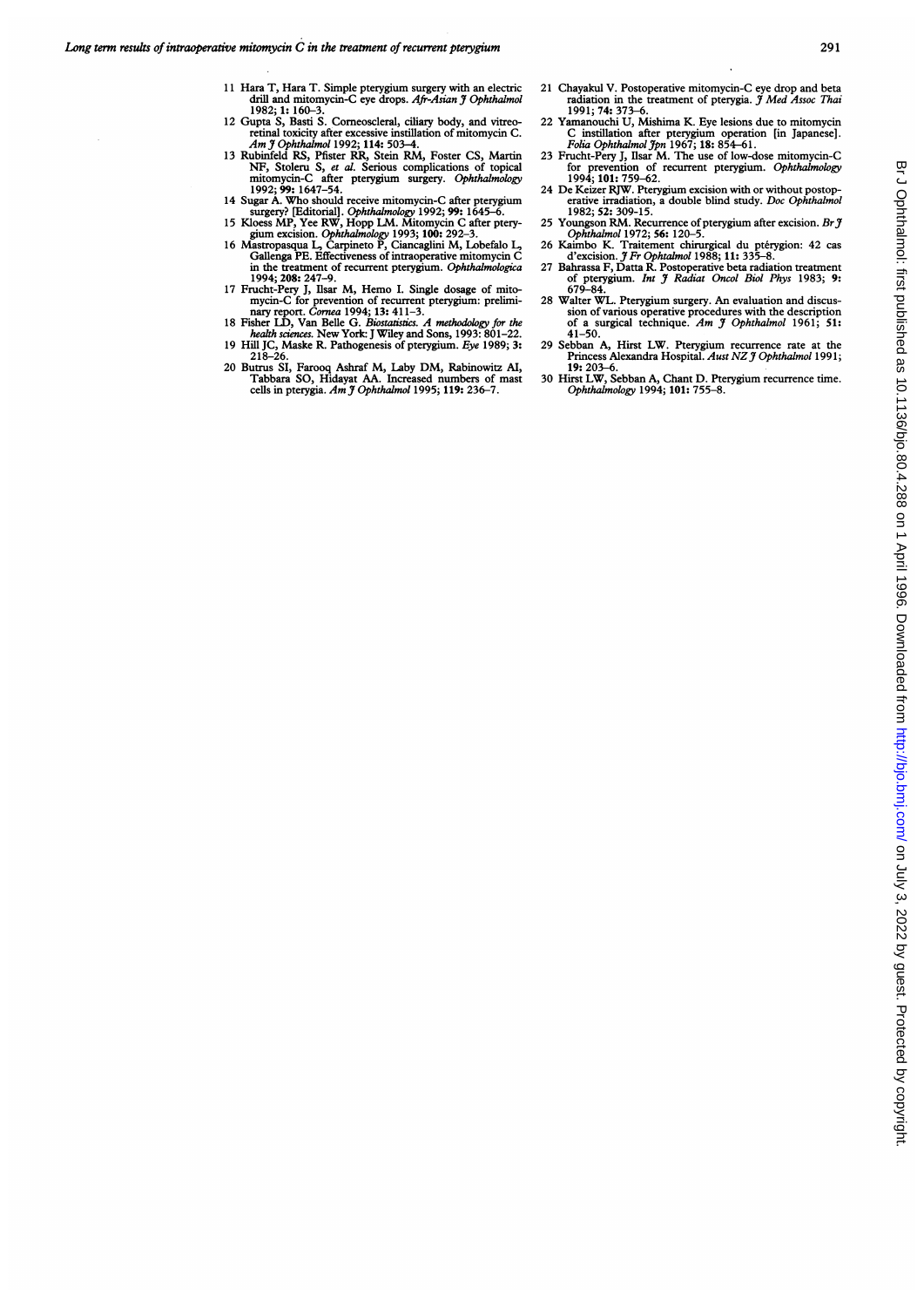11 Hara T, Hara T. Simple pterygium surgery with an electric drill and mitomycin-C eye drops. *Afr-Asian J Ophthalmol* 1982; **1**: 160–3.

12 Gupta S, Basti S. Corneoscleral, ciliary body, and vitreoretinal toxicity after excessive instillation of mitomycin C. *Am J Ophthalmol* 1992; **114**: 503–4.

13 Rubinfeld RS, Pfister RR, Stein RM, Foster CS, Martin NF, Stoleru S, *et al*. Serious complications of topical mitomycin-C after pterygium surgery. *Ophthalmology* 1992; **99**: 1647–54.

14 Sugar A. Who should receive mitomycin-C after pterygium surgery? [Editorial]. *Ophthalmology* 1992; **99**: 1645–6.

15 Kloess MP, Yee RW, Hopp LM. Mitomycin C after pterygium excision. *Ophthalmology* 1993; **100**: 292–3.

16 Mastropasqua L, Carpineto P, Ciancaglini M, Lobefalo L, Gallenga PE. Effectiveness of intraoperative mitomycin C in the treatment of recurrent pterygium. *Ophthalmologica* 1994; **208**: 247–9.

17 Frucht-Pery J, Ilsar M, Hemo I. Single dosage of mitomycin-C for prevention of recurrent pterygium: preliminary report. *Cornea* 1994; **13**: 411–3.

18 Fisher LD, Van Belle G. *Biostatistics. A methodology for the health sciences*. New York: J Wiley and Sons, 1993: 801–22.

19 Hill JC, Maske R. Pathogenesis of pterygium. *Eye* 1989; **3**: 218–26.

20 Butrus SI, Farooq Ashraf M, Laby DM, Rabinowitz AI, Tabbara SO, Hidayat AA. Increased numbers of mast cells in pterygia. *Am J Ophthalmol* 1995; **119**: 236–7.

21 Chayakul V. Postoperative mitomycin-C eye drop and beta radiation in the treatment of pterygia. *J Med Assoc Thai* 1991; **74**: 373–6.

22 Yamanouchi U, Mishima K. Eye lesions due to mitomycin C instillation after pterygium operation [in Japanese]. *Folia Ophthalmol Jpn* 1967; **18**: 854–61.

23 Frucht-Pery J, Ilsar M. The use of low-dose mitomycin-C for prevention of recurrent pterygium. *Ophthalmology* 1994; **101**: 759–62.

24 De Keizer RJW. Pterygium excision with or without postoperative irradiation, a double blind study. *Doc Ophthalmol* 1982; **52**: 309–15.

25 Youngson RM. Recurrence of pterygium after excision. *Br J Ophthalmol* 1972; **56**: 120–5.

26 Kaimbo K. Traitement chirurgical du ptérygion: 42 cas d'excision. *J Fr Ophtalmol* 1988; **11**: 335–8.

27 Bahrassa F, Datta R. Postoperative beta radiation treatment of pterygium. *Int J Radiat Oncol Biol Phys* 1983; **9**: 679–84.

28 Walter WL. Pterygium surgery. An evaluation and discussion of various operative procedures with the description of a surgical technique. *Am J Ophthalmol* 1961; **51**: 41–50.

29 Sebban A, Hirst LW. Pterygium recurrence rate at the Princess Alexandra Hospital. *Aust NZ J Ophthalmol* 1991; **19**: 203–6.

30 Hirst LW, Sebban A, Chant D. Pterygium recurrence time. *Ophthalmology* 1994; **101**: 755–8.